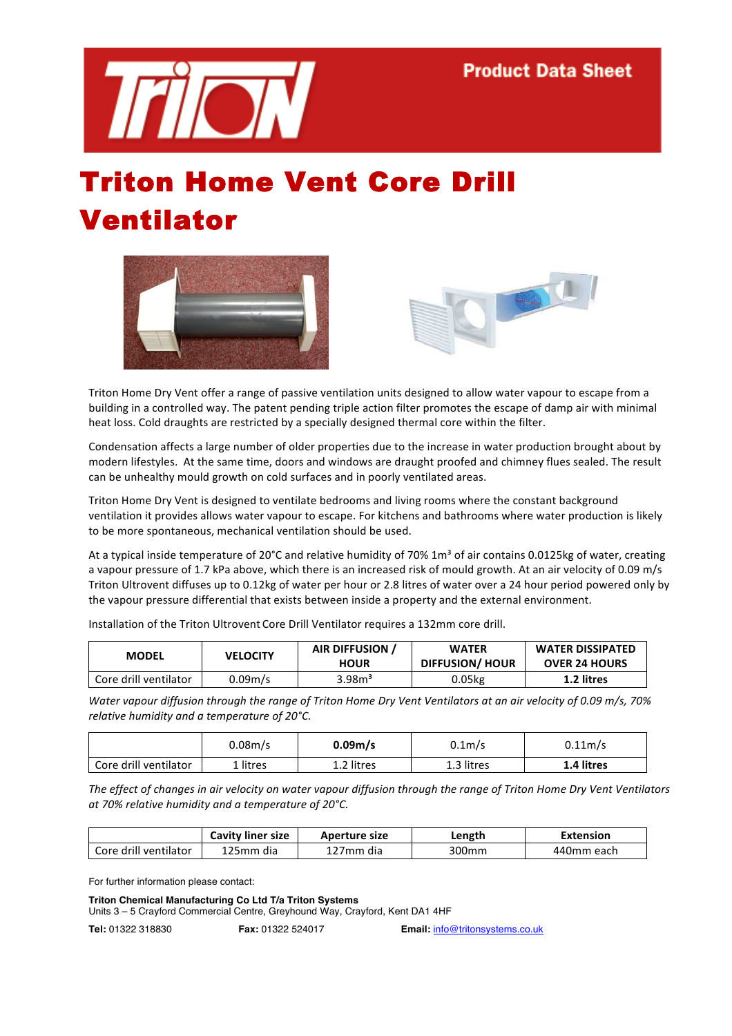Product Data Sheet

# Triton Home Vent Core Drill Ventilator

Triton Home Dry Vent offer a range of passive ventilation units designed to allow water vapour to escape from a building in a controlled way. The patent pending triple action filter promotes the escape of damp air with minimal heat loss. Cold draughts are restricted by a specially designed thermal core within the filter.

Condensation affects a large number of older properties due to the increase in water production brought about by modern lifestyles. At the same time, doors and windows are draught proofed and chimney flues sealed. The result can be unhealthy mould growth on cold surfaces and in poorly ventilated areas.

Triton Home Dry Vent is designed to ventilate bedrooms and living rooms where the constant background ventilation it provides allows water vapour to escape. For kitchens and bathrooms where water production is likely to be more spontaneous, mechanical ventilation should be used.

At a typical inside temperature of 20°C and relative humidity of 70% 1m³ of air contains 0.0125kg of water, creating a vapour pressure of 1.7 kPa above, which there is an increased risk of mould growth. At an air velocity of 0.09 m/s Triton Ultrovent diffuses up to 0.12kg of water per hour or 2.8 litres of water over a 24 hour period powered only by the vapour pressure differential that exists between inside a property and the external environment.

Installation of the Triton Ultrovent Core Drill Ventilator requires a 132mm core drill.

| MODEL | VELOCITY | AIR DIFFUSION / HOUR | WATER DIFFUSION/ HOUR | WATER DISSIPATED OVER 24 HOURS |
|---|---|---|---|---|
| Core drill ventilator | 0.09m/s | 3.98m³ | 0.05kg | **1.2 litres** |

*Water vapour diffusion through the range of Triton Home Dry Vent Ventilators at an air velocity of 0.09 m/s, 70% relative humidity and a temperature of 20°C.*

| | 0.08m/s | **0.09m/s** | 0.1m/s | 0.11m/s |
|---|---|---|---|---|
| Core drill ventilator | 1 litres | 1.2 litres | 1.3 litres | **1.4 litres** |

*The effect of changes in air velocity on water vapour diffusion through the range of Triton Home Dry Vent Ventilators at 70% relative humidity and a temperature of 20°C.*

| | Cavity liner size | Aperture size | Length | Extension |
|---|---|---|---|---|
| Core drill ventilator | 125mm dia | 127mm dia | 300mm | 440mm each |

For further information please contact:

**Triton Chemical Manufacturing Co Ltd T/a Triton Systems**
Units 3 – 5 Crayford Commercial Centre, Greyhound Way, Crayford, Kent DA1 4HF

**Tel:** 01322 318830 **Fax:** 01322 524017 **Email:** info@tritonsystems.co.uk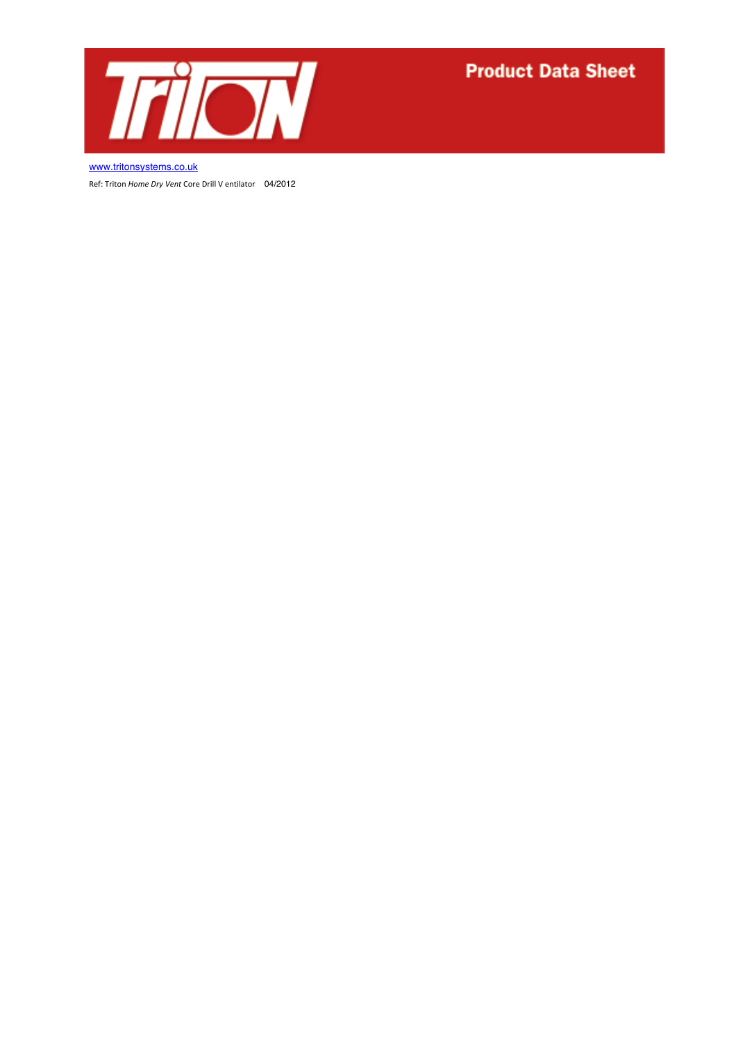Product Data Sheet

www.tritonsystems.co.uk

Ref: Triton *Home Dry Vent* Core Drill V entilator 04/2012